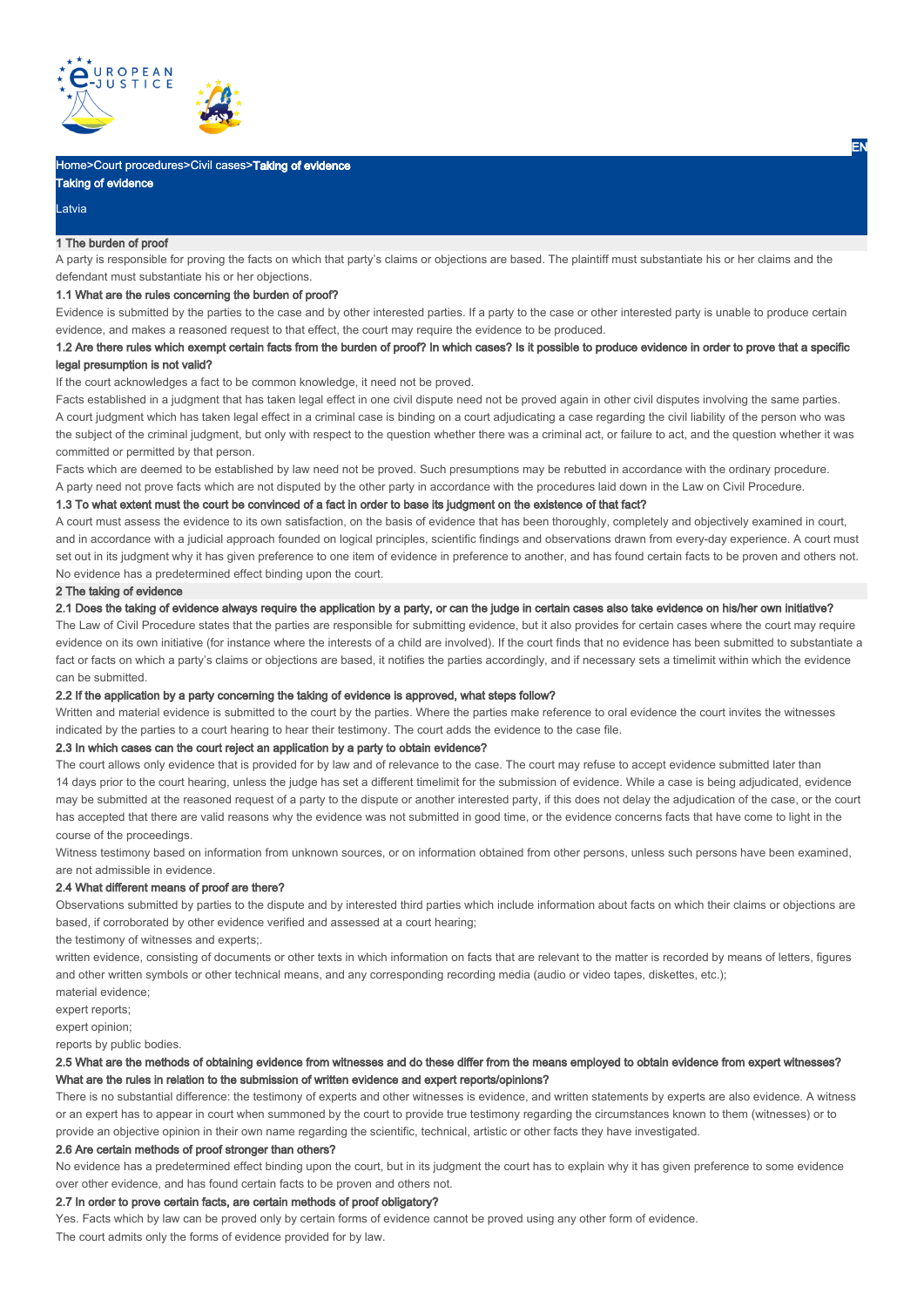Home>Court procedures>Civil cases>Taking of evidence

# Taking of evidence

Latvia

## 1 The burden of proof

A party is responsible for proving the facts on which that party's claims or objections are based. The plaintiff must substantiate his or her claims and the defendant must substantiate his or her objections.

### 1.1 What are the rules concerning the burden of proof?

Evidence is submitted by the parties to the case and by other interested parties. If a party to the case or other interested party is unable to produce certain evidence, and makes a reasoned request to that effect, the court may require the evidence to be produced.

### 1.2 Are there rules which exempt certain facts from the burden of proof? In which cases? Is it possible to produce evidence in order to prove that a specific legal presumption is not valid?

If the court acknowledges a fact to be common knowledge, it need not be proved.

Facts established in a judgment that has taken legal effect in one civil dispute need not be proved again in other civil disputes involving the same parties.

A court judgment which has taken legal effect in a criminal case is binding on a court adjudicating a case regarding the civil liability of the person who was the subject of the criminal judgment, but only with respect to the question whether there was a criminal act, or failure to act, and the question whether it was committed or permitted by that person.

Facts which are deemed to be established by law need not be proved. Such presumptions may be rebutted in accordance with the ordinary procedure.

A party need not prove facts which are not disputed by the other party in accordance with the procedures laid down in the Law on Civil Procedure.

### 1.3 To what extent must the court be convinced of a fact in order to base its judgment on the existence of that fact?

A court must assess the evidence to its own satisfaction, on the basis of evidence that has been thoroughly, completely and objectively examined in court, and in accordance with a judicial approach founded on logical principles, scientific findings and observations drawn from every-day experience. A court must set out in its judgment why it has given preference to one item of evidence in preference to another, and has found certain facts to be proven and others not. No evidence has a predetermined effect binding upon the court.

## 2 The taking of evidence

### 2.1 Does the taking of evidence always require the application by a party, or can the judge in certain cases also take evidence on his/her own initiative?

The Law of Civil Procedure states that the parties are responsible for submitting evidence, but it also provides for certain cases where the court may require evidence on its own initiative (for instance where the interests of a child are involved). If the court finds that no evidence has been submitted to substantiate a fact or facts on which a party's claims or objections are based, it notifies the parties accordingly, and if necessary sets a timelimit within which the evidence can be submitted.

### 2.2 If the application by a party concerning the taking of evidence is approved, what steps follow?

Written and material evidence is submitted to the court by the parties. Where the parties make reference to oral evidence the court invites the witnesses indicated by the parties to a court hearing to hear their testimony. The court adds the evidence to the case file.

### 2.3 In which cases can the court reject an application by a party to obtain evidence?

The court allows only evidence that is provided for by law and of relevance to the case. The court may refuse to accept evidence submitted later than 14 days prior to the court hearing, unless the judge has set a different timelimit for the submission of evidence. While a case is being adjudicated, evidence may be submitted at the reasoned request of a party to the dispute or another interested party, if this does not delay the adjudication of the case, or the court has accepted that there are valid reasons why the evidence was not submitted in good time, or the evidence concerns facts that have come to light in the course of the proceedings.

Witness testimony based on information from unknown sources, or on information obtained from other persons, unless such persons have been examined, are not admissible in evidence.

### 2.4 What different means of proof are there?

Observations submitted by parties to the dispute and by interested third parties which include information about facts on which their claims or objections are based, if corroborated by other evidence verified and assessed at a court hearing;

the testimony of witnesses and experts;.

written evidence, consisting of documents or other texts in which information on facts that are relevant to the matter is recorded by means of letters, figures and other written symbols or other technical means, and any corresponding recording media (audio or video tapes, diskettes, etc.);

material evidence;

expert reports;

expert opinion;

reports by public bodies.

### 2.5 What are the methods of obtaining evidence from witnesses and do these differ from the means employed to obtain evidence from expert witnesses? What are the rules in relation to the submission of written evidence and expert reports/opinions?

There is no substantial difference: the testimony of experts and other witnesses is evidence, and written statements by experts are also evidence. A witness or an expert has to appear in court when summoned by the court to provide true testimony regarding the circumstances known to them (witnesses) or to provide an objective opinion in their own name regarding the scientific, technical, artistic or other facts they have investigated.

### 2.6 Are certain methods of proof stronger than others?

No evidence has a predetermined effect binding upon the court, but in its judgment the court has to explain why it has given preference to some evidence over other evidence, and has found certain facts to be proven and others not.

### 2.7 In order to prove certain facts, are certain methods of proof obligatory?

Yes. Facts which by law can be proved only by certain forms of evidence cannot be proved using any other form of evidence.

The court admits only the forms of evidence provided for by law.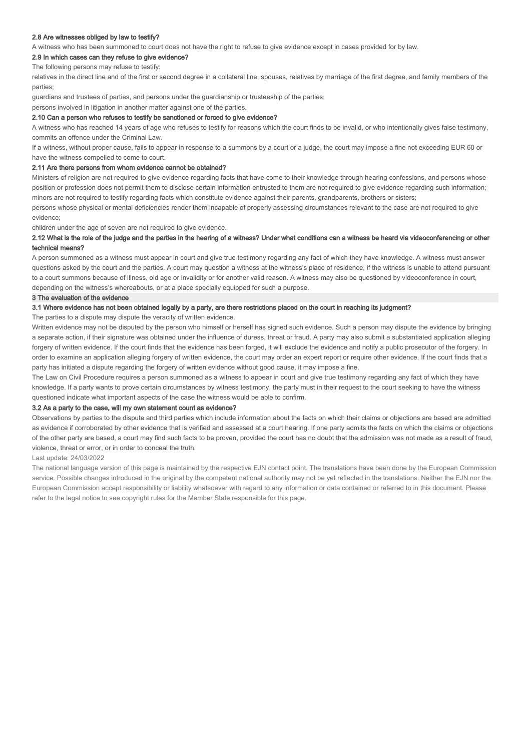### 2.8 Are witnesses obliged by law to testify?

A witness who has been summoned to court does not have the right to refuse to give evidence except in cases provided for by law.

### 2.9 In which cases can they refuse to give evidence?

The following persons may refuse to testify:

relatives in the direct line and of the first or second degree in a collateral line, spouses, relatives by marriage of the first degree, and family members of the parties;

guardians and trustees of parties, and persons under the guardianship or trusteeship of the parties;

persons involved in litigation in another matter against one of the parties.

### 2.10 Can a person who refuses to testify be sanctioned or forced to give evidence?

A witness who has reached 14 years of age who refuses to testify for reasons which the court finds to be invalid, or who intentionally gives false testimony, commits an offence under the Criminal Law.

If a witness, without proper cause, fails to appear in response to a summons by a court or a judge, the court may impose a fine not exceeding EUR 60 or have the witness compelled to come to court.

### 2.11 Are there persons from whom evidence cannot be obtained?

Ministers of religion are not required to give evidence regarding facts that have come to their knowledge through hearing confessions, and persons whose position or profession does not permit them to disclose certain information entrusted to them are not required to give evidence regarding such information; minors are not required to testify regarding facts which constitute evidence against their parents, grandparents, brothers or sisters;

persons whose physical or mental deficiencies render them incapable of properly assessing circumstances relevant to the case are not required to give evidence;

children under the age of seven are not required to give evidence.

### 2.12 What is the role of the judge and the parties in the hearing of a witness? Under what conditions can a witness be heard via videoconferencing or other technical means?

A person summoned as a witness must appear in court and give true testimony regarding any fact of which they have knowledge. A witness must answer questions asked by the court and the parties. A court may question a witness at the witness's place of residence, if the witness is unable to attend pursuant to a court summons because of illness, old age or invalidity or for another valid reason. A witness may also be questioned by videoconference in court, depending on the witness's whereabouts, or at a place specially equipped for such a purpose.

## 3 The evaluation of the evidence

### 3.1 Where evidence has not been obtained legally by a party, are there restrictions placed on the court in reaching its judgment?

The parties to a dispute may dispute the veracity of written evidence.

Written evidence may not be disputed by the person who himself or herself has signed such evidence. Such a person may dispute the evidence by bringing a separate action, if their signature was obtained under the influence of duress, threat or fraud. A party may also submit a substantiated application alleging forgery of written evidence. If the court finds that the evidence has been forged, it will exclude the evidence and notify a public prosecutor of the forgery. In order to examine an application alleging forgery of written evidence, the court may order an expert report or require other evidence. If the court finds that a party has initiated a dispute regarding the forgery of written evidence without good cause, it may impose a fine.

The Law on Civil Procedure requires a person summoned as a witness to appear in court and give true testimony regarding any fact of which they have knowledge. If a party wants to prove certain circumstances by witness testimony, the party must in their request to the court seeking to have the witness questioned indicate what important aspects of the case the witness would be able to confirm.

### 3.2 As a party to the case, will my own statement count as evidence?

Observations by parties to the dispute and third parties which include information about the facts on which their claims or objections are based are admitted as evidence if corroborated by other evidence that is verified and assessed at a court hearing. If one party admits the facts on which the claims or objections of the other party are based, a court may find such facts to be proven, provided the court has no doubt that the admission was not made as a result of fraud, violence, threat or error, or in order to conceal the truth.

Last update: 24/03/2022

The national language version of this page is maintained by the respective EJN contact point. The translations have been done by the European Commission service. Possible changes introduced in the original by the competent national authority may not be yet reflected in the translations. Neither the EJN nor the European Commission accept responsibility or liability whatsoever with regard to any information or data contained or referred to in this document. Please refer to the legal notice to see copyright rules for the Member State responsible for this page.